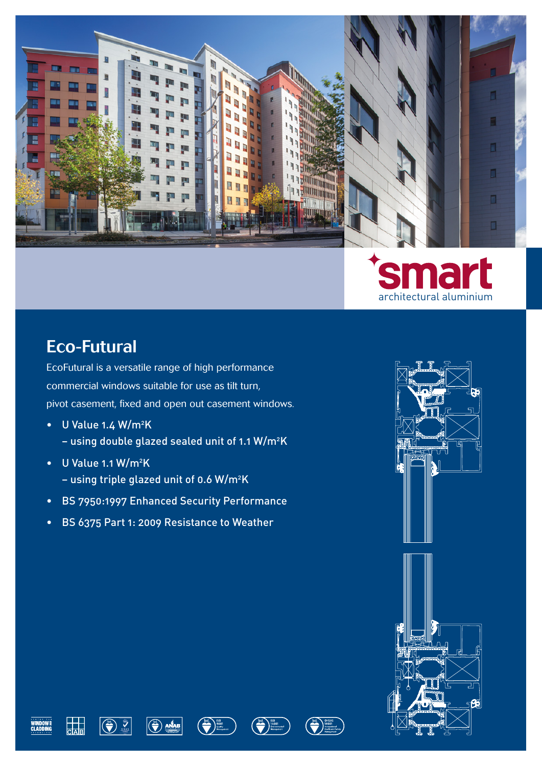smart
architectural aluminium

# Eco-Futural

EcoFutural is a versatile range of high performance commercial windows suitable for use as tilt turn, pivot casement, fixed and open out casement windows.

- U Value 1.4 W/m²K
  – using double glazed sealed unit of 1.1 W/m²K
- U Value 1.1 W/m²K
  – using triple glazed unit of 0.6 W/m²K
- BS 7950:1997 Enhanced Security Performance
- BS 6375 Part 1: 2009 Resistance to Weather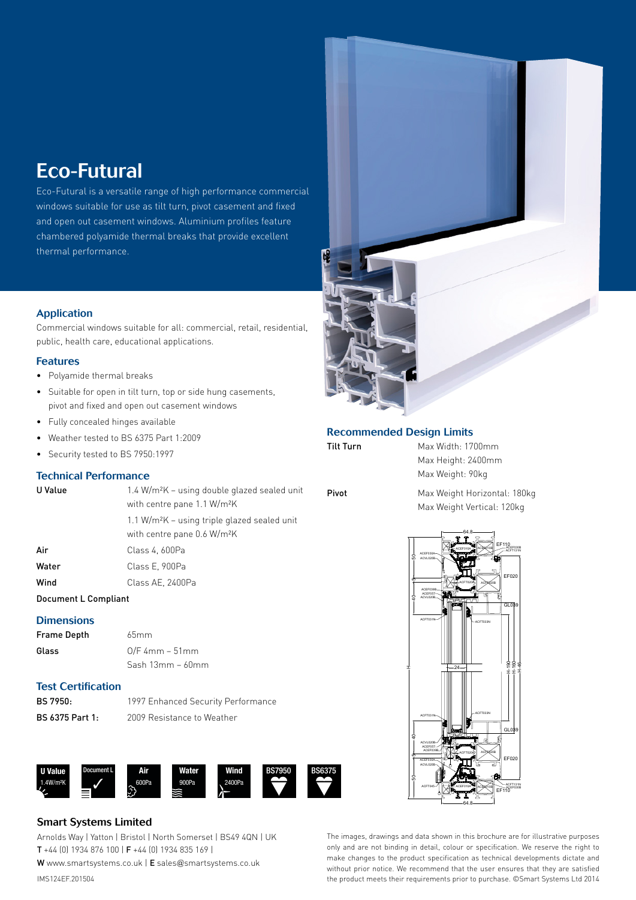# Eco-Futural

Eco-Futural is a versatile range of high performance commercial windows suitable for use as tilt turn, pivot casement and fixed and open out casement windows. Aluminium profiles feature chambered polyamide thermal breaks that provide excellent thermal performance.

## Application

Commercial windows suitable for all: commercial, retail, residential, public, health care, educational applications.

## Features

- Polyamide thermal breaks
- Suitable for open in tilt turn, top or side hung casements, pivot and fixed and open out casement windows
- Fully concealed hinges available
- Weather tested to BS 6375 Part 1:2009
- Security tested to BS 7950:1997

## Technical Performance

| | |
|---|---|
| **U Value** | 1.4 W/m²K – using double glazed sealed unit with centre pane 1.1 W/m²K |
| | 1.1 W/m²K – using triple glazed sealed unit with centre pane 0.6 W/m²K |
| **Air** | Class 4, 600Pa |
| **Water** | Class E, 900Pa |
| **Wind** | Class AE, 2400Pa |
| **Document L Compliant** | |

## Dimensions

| | |
|---|---|
| **Frame Depth** | 65mm |
| **Glass** | O/F 4mm – 51mm |
| | Sash 13mm – 60mm |

## Test Certification

| | |
|---|---|
| **BS 7950:** | 1997 Enhanced Security Performance |
| **BS 6375 Part 1:** | 2009 Resistance to Weather |

U Value 1.4W/m²K | Document L ✓ | Air 600Pa | Water 900Pa | Wind 2400Pa | BS7950 | BS6375

## Recommended Design Limits

| | |
|---|---|
| **Tilt Turn** | Max Width: 1700mm |
| | Max Height: 2400mm |
| | Max Weight: 90kg |
| **Pivot** | Max Weight Horizontal: 180kg |
| | Max Weight Vertical: 120kg |

64.8
EF110
EF020
GL039
50
40
24
H
H-190
H-180
H-46

## Smart Systems Limited

Arnolds Way | Yatton | Bristol | North Somerset | BS49 4QN | UK
**T** +44 (0) 1934 876 100 | **F** +44 (0) 1934 835 169 |
**W** www.smartsystems.co.uk | **E** sales@smartsystems.co.uk

IMS124EF.201504

The images, drawings and data shown in this brochure are for illustrative purposes only and are not binding in detail, colour or specification. We reserve the right to make changes to the product specification as technical developments dictate and without prior notice. We recommend that the user ensures that they are satisfied the product meets their requirements prior to purchase. ©Smart Systems Ltd 2014